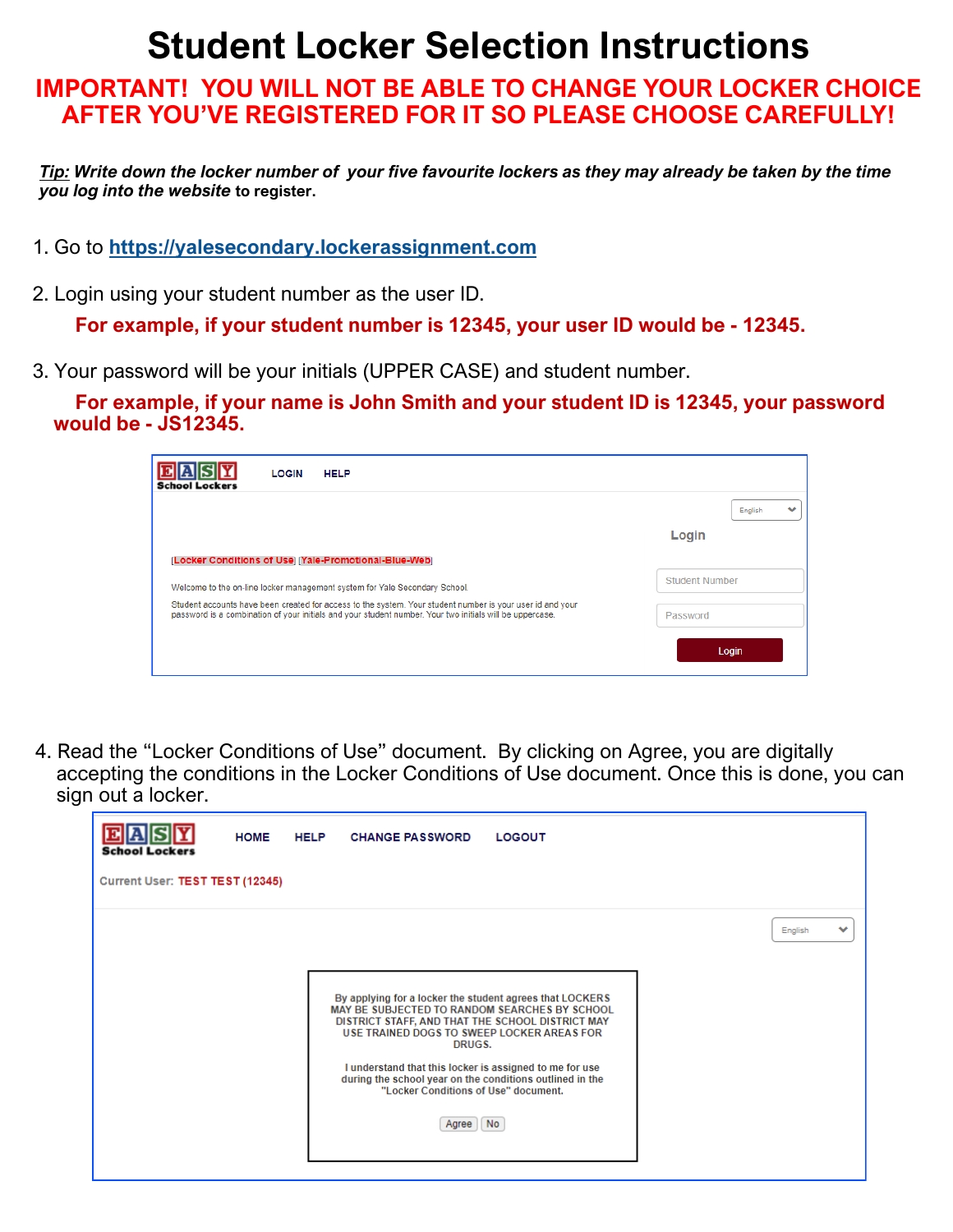# Student Locker Selection Instructions

**IMPORTANT! YOU WILL NOT BE ABLE TO CHANGE YOUR LOCKER CHOICE AFTER YOU'VE REGISTERED FOR IT SO PLEASE CHOOSE CAREFULLY!**

***Tip:*** ***Write down the locker number of your five favourite lockers as they may already be taken by the time you log into the website*** **to register.**

1. Go to [https://yalesecondary.lockerassignment.com](https://yalesecondary.lockerassignment.com)

2. Login using your student number as the user ID.

   **For example, if your student number is 12345, your user ID would be - 12345.**

3. Your password will be your initials (UPPER CASE) and student number.

   **For example, if your name is John Smith and your student ID is 12345, your password would be - JS12345.**

EASY School Lockers LOGIN HELP

English

Login

[Locker Conditions of Use] [Yale-Promotional-Blue-Web]

Welcome to the on-line locker management system for Yale Secondary School.

Student accounts have been created for access to the system. Your student number is your user id and your password is a combination of your initials and your student number. Your two initials will be uppercase.

Student Number

Password

Login

4. Read the "Locker Conditions of Use" document. By clicking on Agree, you are digitally accepting the conditions in the Locker Conditions of Use document. Once this is done, you can sign out a locker.

EASY School Lockers HOME HELP CHANGE PASSWORD LOGOUT

Current User: TEST TEST (12345)

English

By applying for a locker the student agrees that LOCKERS MAY BE SUBJECTED TO RANDOM SEARCHES BY SCHOOL DISTRICT STAFF, AND THAT THE SCHOOL DISTRICT MAY USE TRAINED DOGS TO SWEEP LOCKER AREAS FOR DRUGS.

I understand that this locker is assigned to me for use during the school year on the conditions outlined in the "Locker Conditions of Use" document.

Agree No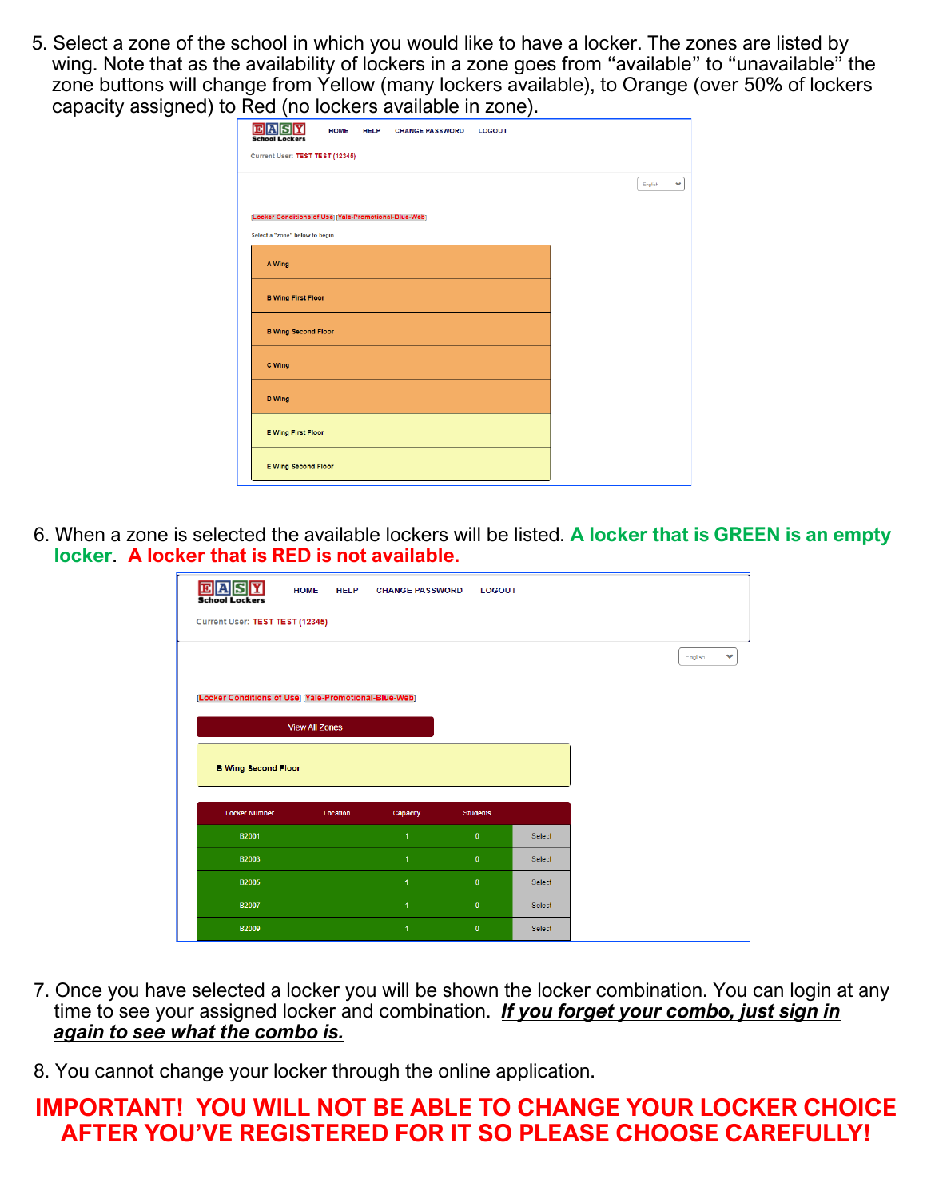5. Select a zone of the school in which you would like to have a locker. The zones are listed by wing. Note that as the availability of lockers in a zone goes from "available" to "unavailable" the zone buttons will change from Yellow (many lockers available), to Orange (over 50% of lockers capacity assigned) to Red (no lockers available in zone).

EASY School Lockers

HOME HELP CHANGE PASSWORD LOGOUT

Current User: TEST TEST (12345)

English

[Locker Conditions of Use] [Yale-Promotional-Blue-Web]

Select a "zone" below to begin

- A Wing
- B Wing First Floor
- B Wing Second Floor
- C Wing
- D Wing
- E Wing First Floor
- E Wing Second Floor

6. When a zone is selected the available lockers will be listed. **A locker that is GREEN is an empty locker. A locker that is RED is not available.**

EASY School Lockers

HOME HELP CHANGE PASSWORD LOGOUT

Current User: TEST TEST (12345)

English

[Locker Conditions of Use] [Yale-Promotional-Blue-Web]

View All Zones

B Wing Second Floor

| Locker Number | Location | Capacity | Students | |
|---|---|---|---|---|
| B2001 | | 1 | 0 | Select |
| B2003 | | 1 | 0 | Select |
| B2005 | | 1 | 0 | Select |
| B2007 | | 1 | 0 | Select |
| B2009 | | 1 | 0 | Select |

7. Once you have selected a locker you will be shown the locker combination. You can login at any time to see your assigned locker and combination. ***If you forget your combo, just sign in again to see what the combo is.***

8. You cannot change your locker through the online application.

**IMPORTANT! YOU WILL NOT BE ABLE TO CHANGE YOUR LOCKER CHOICE AFTER YOU'VE REGISTERED FOR IT SO PLEASE CHOOSE CAREFULLY!**